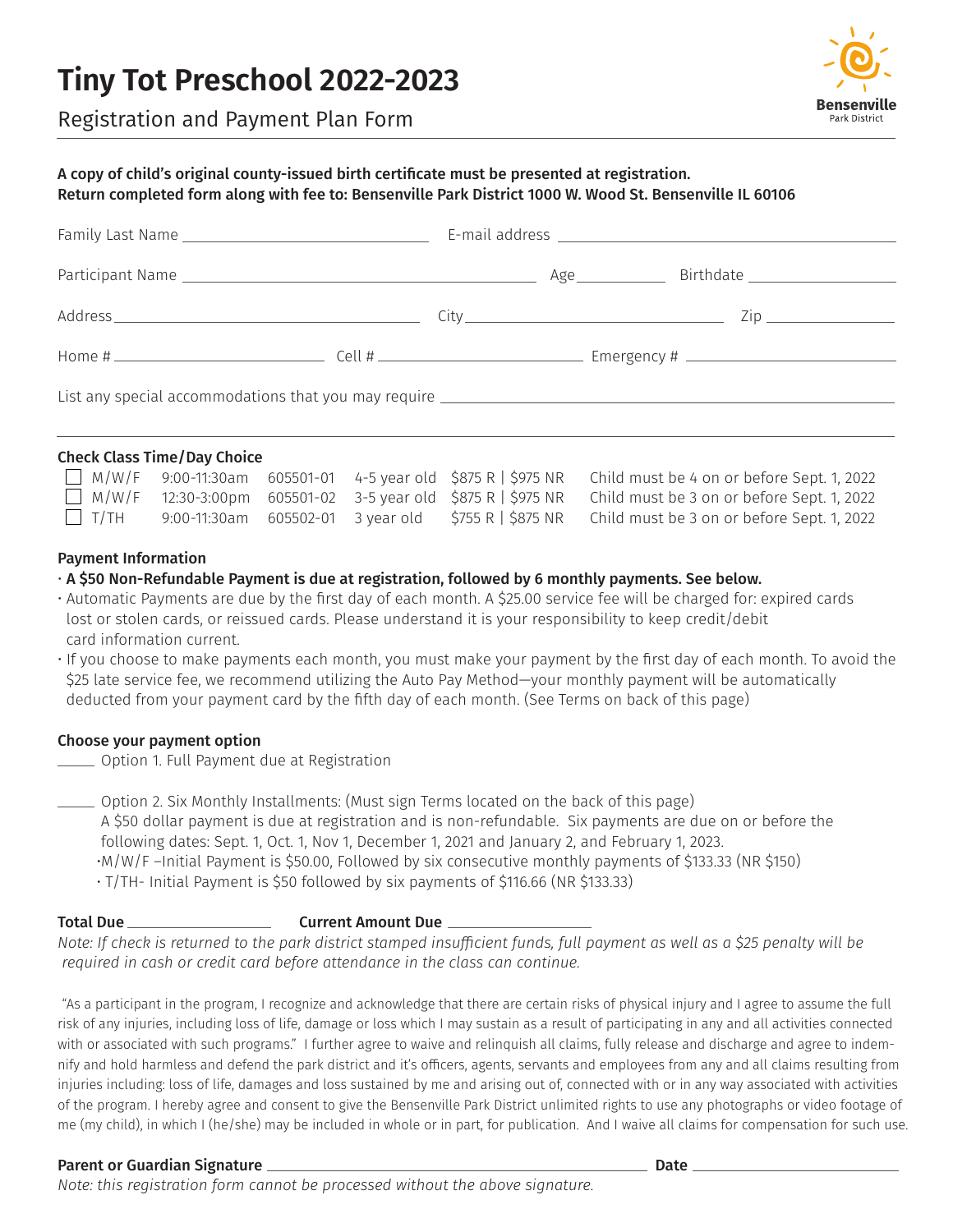# Tiny Tot Preschool 2022-2023

Registration and Payment Plan Form

Bensenville Park District

**A copy of child's original county-issued birth certificate must be presented at registration.**
**Return completed form along with fee to: Bensenville Park District 1000 W. Wood St. Bensenville IL 60106**

Family Last Name ______________________ E-mail address ______________________

Participant Name ______________________ Age ________ Birthdate ______________

Address ______________________ City ______________________ Zip ____________

Home # ________________ Cell # ________________ Emergency # ________________

List any special accommodations that you may require ______________________________

**Check Class Time/Day Choice**

| | Days | Time | Code | Age | Fee | Requirement |
|---|---|---|---|---|---|---|
| ☐ | M/W/F | 9:00-11:30am | 605501-01 | 4-5 year old | \$875 R \| \$975 NR | Child must be 4 on or before Sept. 1, 2022 |
| ☐ | M/W/F | 12:30-3:00pm | 605501-02 | 3-5 year old | \$875 R \| \$975 NR | Child must be 3 on or before Sept. 1, 2022 |
| ☐ | T/TH | 9:00-11:30am | 605502-01 | 3 year old | \$755 R \| \$875 NR | Child must be 3 on or before Sept. 1, 2022 |

**Payment Information**

- **A $50 Non-Refundable Payment is due at registration, followed by 6 monthly payments. See below.**
- Automatic Payments are due by the first day of each month. A $25.00 service fee will be charged for: expired cards lost or stolen cards, or reissued cards. Please understand it is your responsibility to keep credit/debit card information current.
- If you choose to make payments each month, you must make your payment by the first day of each month. To avoid the $25 late service fee, we recommend utilizing the Auto Pay Method—your monthly payment will be automatically deducted from your payment card by the fifth day of each month. (See Terms on back of this page)

**Choose your payment option**

_____ Option 1. Full Payment due at Registration

_____ Option 2. Six Monthly Installments: (Must sign Terms located on the back of this page)
A $50 dollar payment is due at registration and is non-refundable. Six payments are due on or before the following dates: Sept. 1, Oct. 1, Nov 1, December 1, 2021 and January 2, and February 1, 2023.
- M/W/F –Initial Payment is $50.00, Followed by six consecutive monthly payments of $133.33 (NR $150)
- T/TH- Initial Payment is $50 followed by six payments of $116.66 (NR $133.33)

**Total Due** ______________ **Current Amount Due** ______________

*Note: If check is returned to the park district stamped insufficient funds, full payment as well as a $25 penalty will be required in cash or credit card before attendance in the class can continue.*

"As a participant in the program, I recognize and acknowledge that there are certain risks of physical injury and I agree to assume the full risk of any injuries, including loss of life, damage or loss which I may sustain as a result of participating in any and all activities connected with or associated with such programs." I further agree to waive and relinquish all claims, fully release and discharge and agree to indemnify and hold harmless and defend the park district and it's officers, agents, servants and employees from any and all claims resulting from injuries including: loss of life, damages and loss sustained by me and arising out of, connected with or in any way associated with activities of the program. I hereby agree and consent to give the Bensenville Park District unlimited rights to use any photographs or video footage of me (my child), in which I (he/she) may be included in whole or in part, for publication. And I waive all claims for compensation for such use.

**Parent or Guardian Signature** ______________________________ **Date** ______________

*Note: this registration form cannot be processed without the above signature.*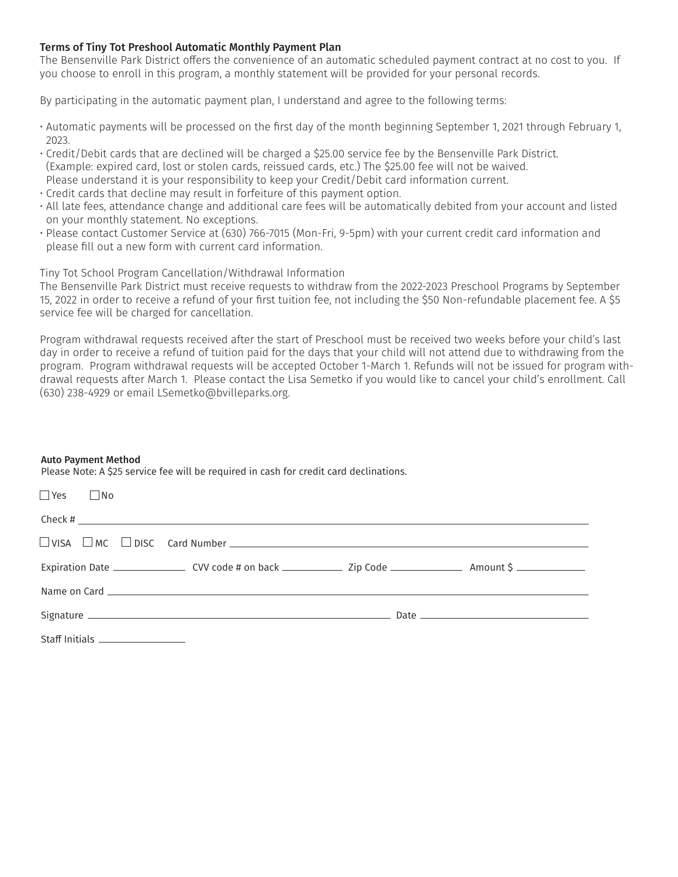**Terms of Tiny Tot Preshool Automatic Monthly Payment Plan**

The Bensenville Park District offers the convenience of an automatic scheduled payment contract at no cost to you. If you choose to enroll in this program, a monthly statement will be provided for your personal records.

By participating in the automatic payment plan, I understand and agree to the following terms:

- Automatic payments will be processed on the first day of the month beginning September 1, 2021 through February 1, 2023.
- Credit/Debit cards that are declined will be charged a $25.00 service fee by the Bensenville Park District. (Example: expired card, lost or stolen cards, reissued cards, etc.) The $25.00 fee will not be waived. Please understand it is your responsibility to keep your Credit/Debit card information current.
- Credit cards that decline may result in forfeiture of this payment option.
- All late fees, attendance change and additional care fees will be automatically debited from your account and listed on your monthly statement. No exceptions.
- Please contact Customer Service at (630) 766-7015 (Mon-Fri, 9-5pm) with your current credit card information and please fill out a new form with current card information.

Tiny Tot School Program Cancellation/Withdrawal Information

The Bensenville Park District must receive requests to withdraw from the 2022-2023 Preschool Programs by September 15, 2022 in order to receive a refund of your first tuition fee, not including the $50 Non-refundable placement fee. A $5 service fee will be charged for cancellation.

Program withdrawal requests received after the start of Preschool must be received two weeks before your child's last day in order to receive a refund of tuition paid for the days that your child will not attend due to withdrawing from the program. Program withdrawal requests will be accepted October 1-March 1. Refunds will not be issued for program withdrawal requests after March 1. Please contact the Lisa Semetko if you would like to cancel your child's enrollment. Call (630) 238-4929 or email LSemetko@bvilleparks.org.

**Auto Payment Method**

Please Note: A $25 service fee will be required in cash for credit card declinations.

☐ Yes ☐ No

Check # ______________________________

☐ VISA ☐ MC ☐ DISC Card Number ______________________________

Expiration Date ____________ CVV code # on back ____________ Zip Code ____________ Amount $ ____________

Name on Card ______________________________

Signature ______________________________ Date ____________

Staff Initials ____________